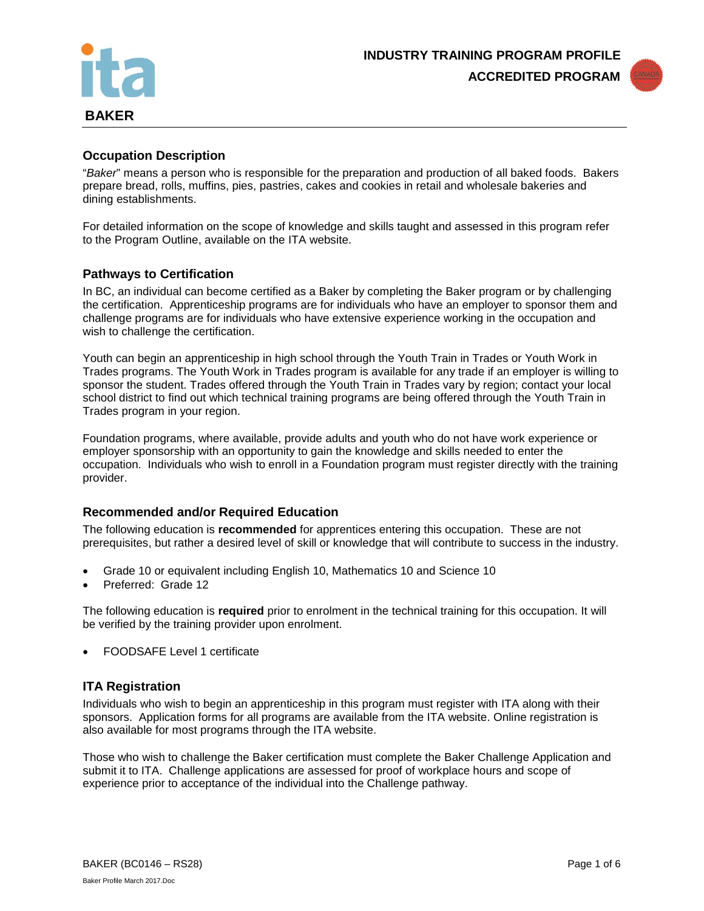**INDUSTRY TRAINING PROGRAM PROFILE**

**ACCREDITED PROGRAM**

# BAKER

## Occupation Description

"*Baker*" means a person who is responsible for the preparation and production of all baked foods. Bakers prepare bread, rolls, muffins, pies, pastries, cakes and cookies in retail and wholesale bakeries and dining establishments.

For detailed information on the scope of knowledge and skills taught and assessed in this program refer to the Program Outline, available on the ITA website.

## Pathways to Certification

In BC, an individual can become certified as a Baker by completing the Baker program or by challenging the certification. Apprenticeship programs are for individuals who have an employer to sponsor them and challenge programs are for individuals who have extensive experience working in the occupation and wish to challenge the certification.

Youth can begin an apprenticeship in high school through the Youth Train in Trades or Youth Work in Trades programs. The Youth Work in Trades program is available for any trade if an employer is willing to sponsor the student. Trades offered through the Youth Train in Trades vary by region; contact your local school district to find out which technical training programs are being offered through the Youth Train in Trades program in your region.

Foundation programs, where available, provide adults and youth who do not have work experience or employer sponsorship with an opportunity to gain the knowledge and skills needed to enter the occupation. Individuals who wish to enroll in a Foundation program must register directly with the training provider.

## Recommended and/or Required Education

The following education is **recommended** for apprentices entering this occupation. These are not prerequisites, but rather a desired level of skill or knowledge that will contribute to success in the industry.

- Grade 10 or equivalent including English 10, Mathematics 10 and Science 10
- Preferred: Grade 12

The following education is **required** prior to enrolment in the technical training for this occupation. It will be verified by the training provider upon enrolment.

- FOODSAFE Level 1 certificate

## ITA Registration

Individuals who wish to begin an apprenticeship in this program must register with ITA along with their sponsors. Application forms for all programs are available from the ITA website. Online registration is also available for most programs through the ITA website.

Those who wish to challenge the Baker certification must complete the Baker Challenge Application and submit it to ITA. Challenge applications are assessed for proof of workplace hours and scope of experience prior to acceptance of the individual into the Challenge pathway.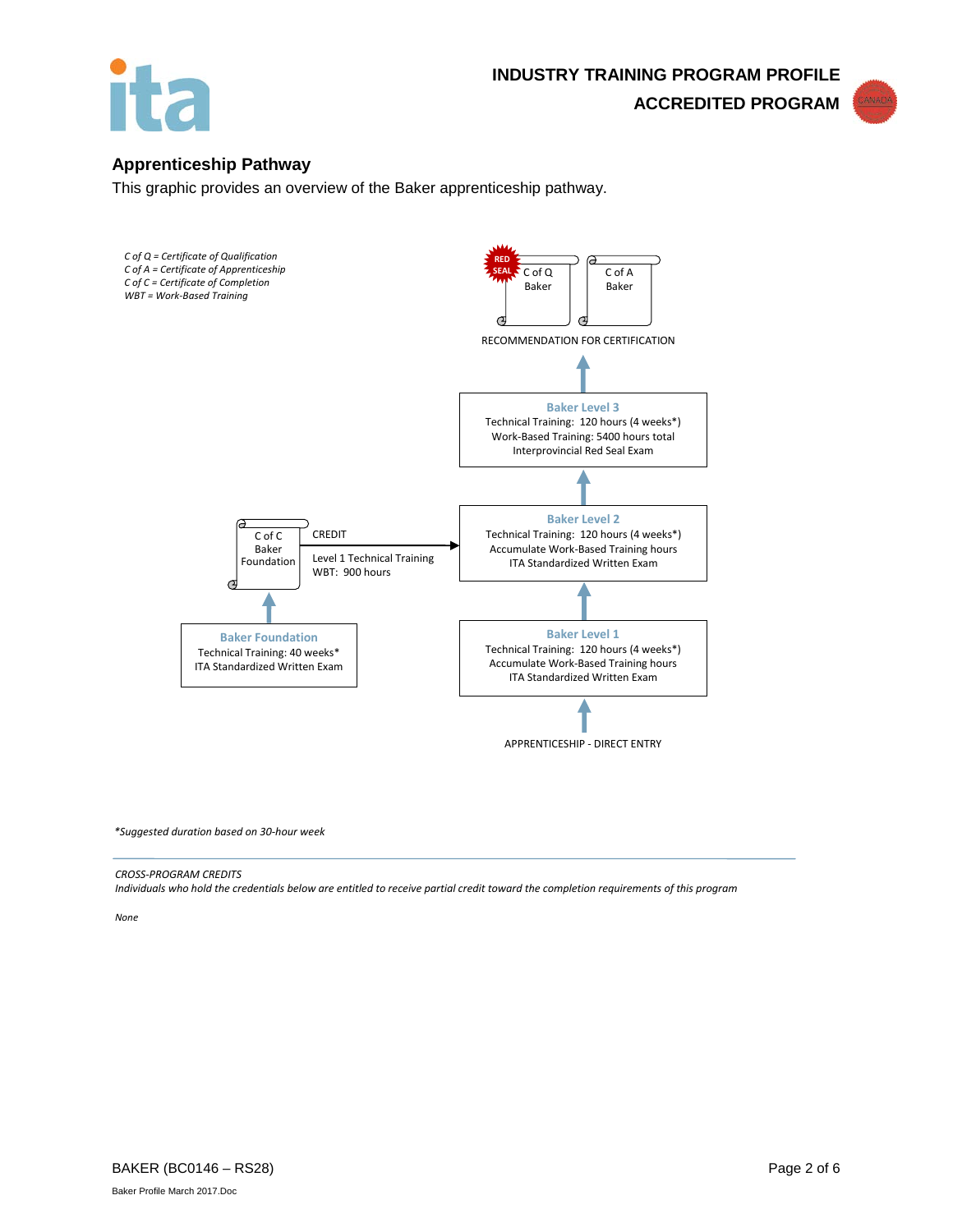## Apprenticeship Pathway

This graphic provides an overview of the Baker apprenticeship pathway.

*C of Q = Certificate of Qualification*
*C of A = Certificate of Apprenticeship*
*C of C = Certificate of Completion*
*WBT = Work-Based Training*

RED SEAL C of Q Baker

C of A Baker

RECOMMENDATION FOR CERTIFICATION

**Baker Level 3**
Technical Training: 120 hours (4 weeks*)
Work-Based Training: 5400 hours total
Interprovincial Red Seal Exam

**Baker Level 2**
Technical Training: 120 hours (4 weeks*)
Accumulate Work-Based Training hours
ITA Standardized Written Exam

C of C Baker Foundation

CREDIT
Level 1 Technical Training
WBT: 900 hours

**Baker Foundation**
Technical Training: 40 weeks*
ITA Standardized Written Exam

**Baker Level 1**
Technical Training: 120 hours (4 weeks*)
Accumulate Work-Based Training hours
ITA Standardized Written Exam

APPRENTICESHIP - DIRECT ENTRY

*\*Suggested duration based on 30-hour week*

---

*CROSS-PROGRAM CREDITS*
*Individuals who hold the credentials below are entitled to receive partial credit toward the completion requirements of this program*

*None*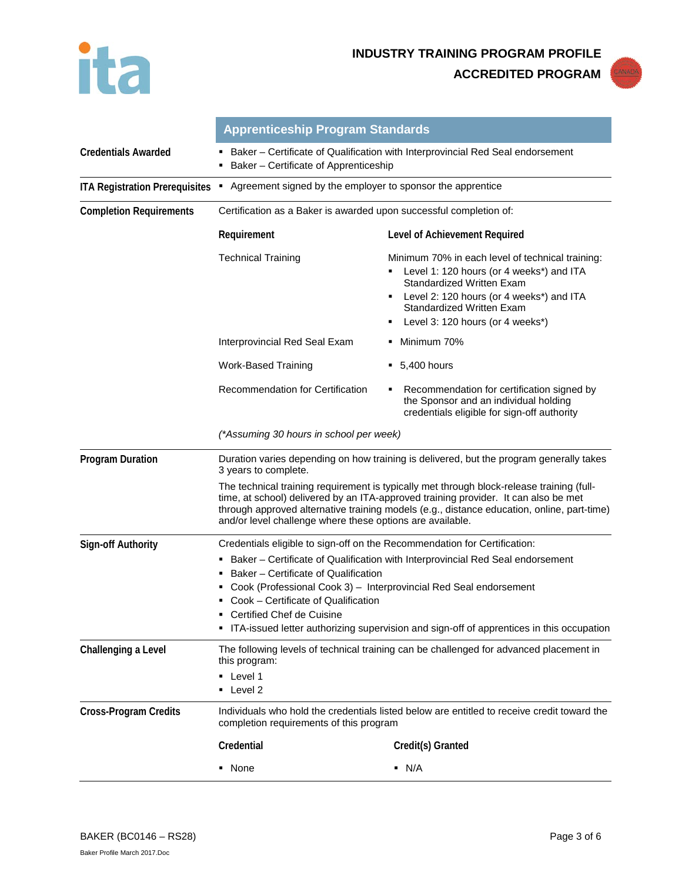INDUSTRY TRAINING PROGRAM PROFILE

ACCREDITED PROGRAM

## Apprenticeship Program Standards

**Credentials Awarded**

- Baker – Certificate of Qualification with Interprovincial Red Seal endorsement
- Baker – Certificate of Apprenticeship

**ITA Registration Prerequisites**

- Agreement signed by the employer to sponsor the apprentice

**Completion Requirements**

Certification as a Baker is awarded upon successful completion of:

| Requirement | Level of Achievement Required |
|---|---|
| Technical Training | Minimum 70% in each level of technical training:<br>▪ Level 1: 120 hours (or 4 weeks*) and ITA Standardized Written Exam<br>▪ Level 2: 120 hours (or 4 weeks*) and ITA Standardized Written Exam<br>▪ Level 3: 120 hours (or 4 weeks*) |
| Interprovincial Red Seal Exam | ▪ Minimum 70% |
| Work-Based Training | ▪ 5,400 hours |
| Recommendation for Certification | ▪ Recommendation for certification signed by the Sponsor and an individual holding credentials eligible for sign-off authority |

*(*Assuming 30 hours in school per week)*

**Program Duration**

Duration varies depending on how training is delivered, but the program generally takes 3 years to complete.

The technical training requirement is typically met through block-release training (full-time, at school) delivered by an ITA-approved training provider. It can also be met through approved alternative training models (e.g., distance education, online, part-time) and/or level challenge where these options are available.

**Sign-off Authority**

Credentials eligible to sign-off on the Recommendation for Certification:

- Baker – Certificate of Qualification with Interprovincial Red Seal endorsement
- Baker – Certificate of Qualification
- Cook (Professional Cook 3) – Interprovincial Red Seal endorsement
- Cook – Certificate of Qualification
- Certified Chef de Cuisine
- ITA-issued letter authorizing supervision and sign-off of apprentices in this occupation

**Challenging a Level**

The following levels of technical training can be challenged for advanced placement in this program:

- Level 1
- Level 2

**Cross-Program Credits**

Individuals who hold the credentials listed below are entitled to receive credit toward the completion requirements of this program

| Credential | Credit(s) Granted |
|---|---|
| ▪ None | ▪ N/A |

BAKER (BC0146 – RS28)

Baker Profile March 2017.Doc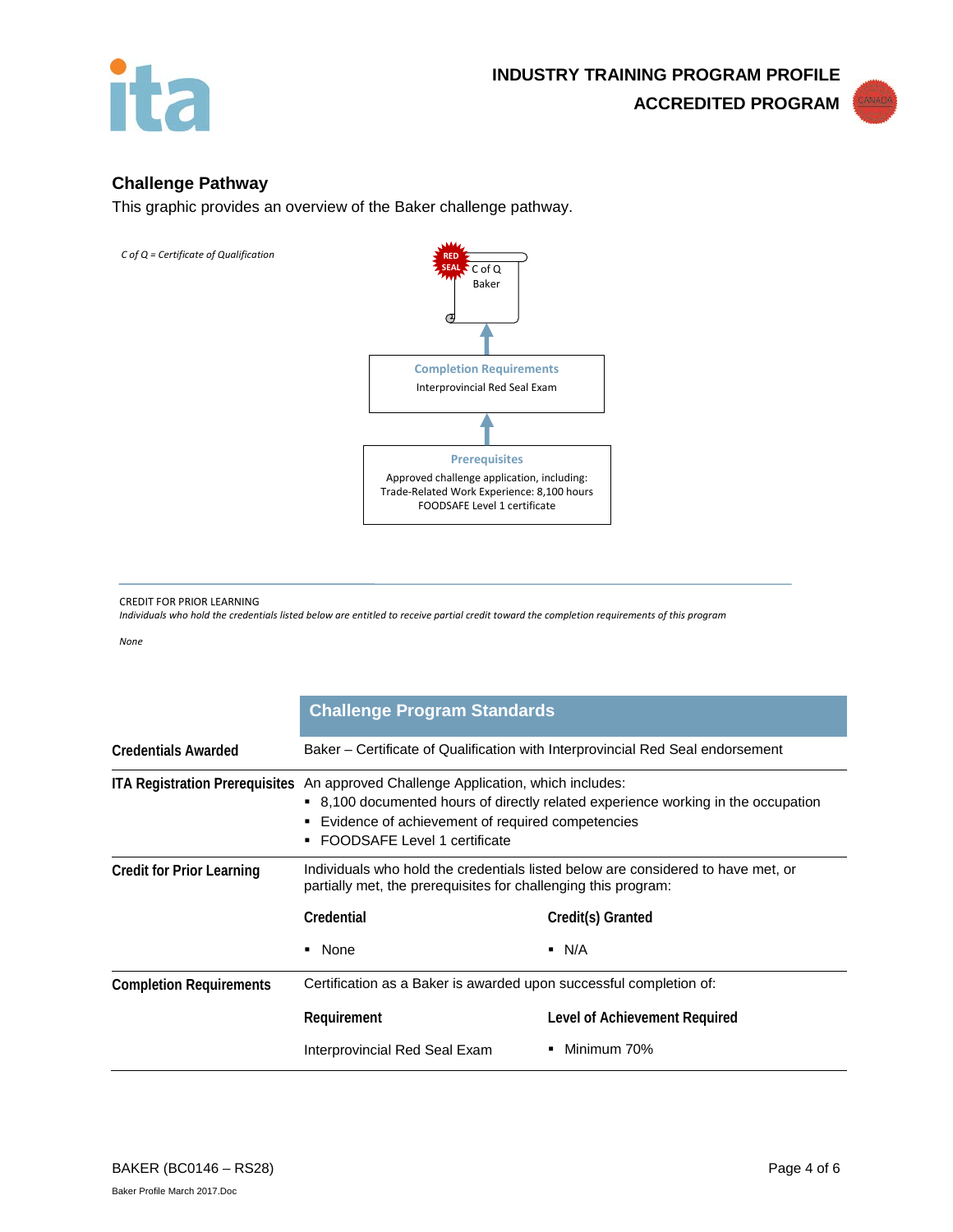## Challenge Pathway

This graphic provides an overview of the Baker challenge pathway.

*C of Q = Certificate of Qualification*

RED SEAL — C of Q Baker

↑

**Completion Requirements**
Interprovincial Red Seal Exam

↑

**Prerequisites**
Approved challenge application, including:
Trade-Related Work Experience: 8,100 hours
FOODSAFE Level 1 certificate

---

CREDIT FOR PRIOR LEARNING

*Individuals who hold the credentials listed below are entitled to receive partial credit toward the completion requirements of this program*

*None*

| | Challenge Program Standards | |
|---|---|---|
| **Credentials Awarded** | Baker – Certificate of Qualification with Interprovincial Red Seal endorsement | |
| **ITA Registration Prerequisites** | An approved Challenge Application, which includes:<br>▪ 8,100 documented hours of directly related experience working in the occupation<br>▪ Evidence of achievement of required competencies<br>▪ FOODSAFE Level 1 certificate | |
| **Credit for Prior Learning** | Individuals who hold the credentials listed below are considered to have met, or partially met, the prerequisites for challenging this program: | |
| | **Credential** | **Credit(s) Granted** |
| | ▪ None | ▪ N/A |
| **Completion Requirements** | Certification as a Baker is awarded upon successful completion of: | |
| | **Requirement** | **Level of Achievement Required** |
| | Interprovincial Red Seal Exam | ▪ Minimum 70% |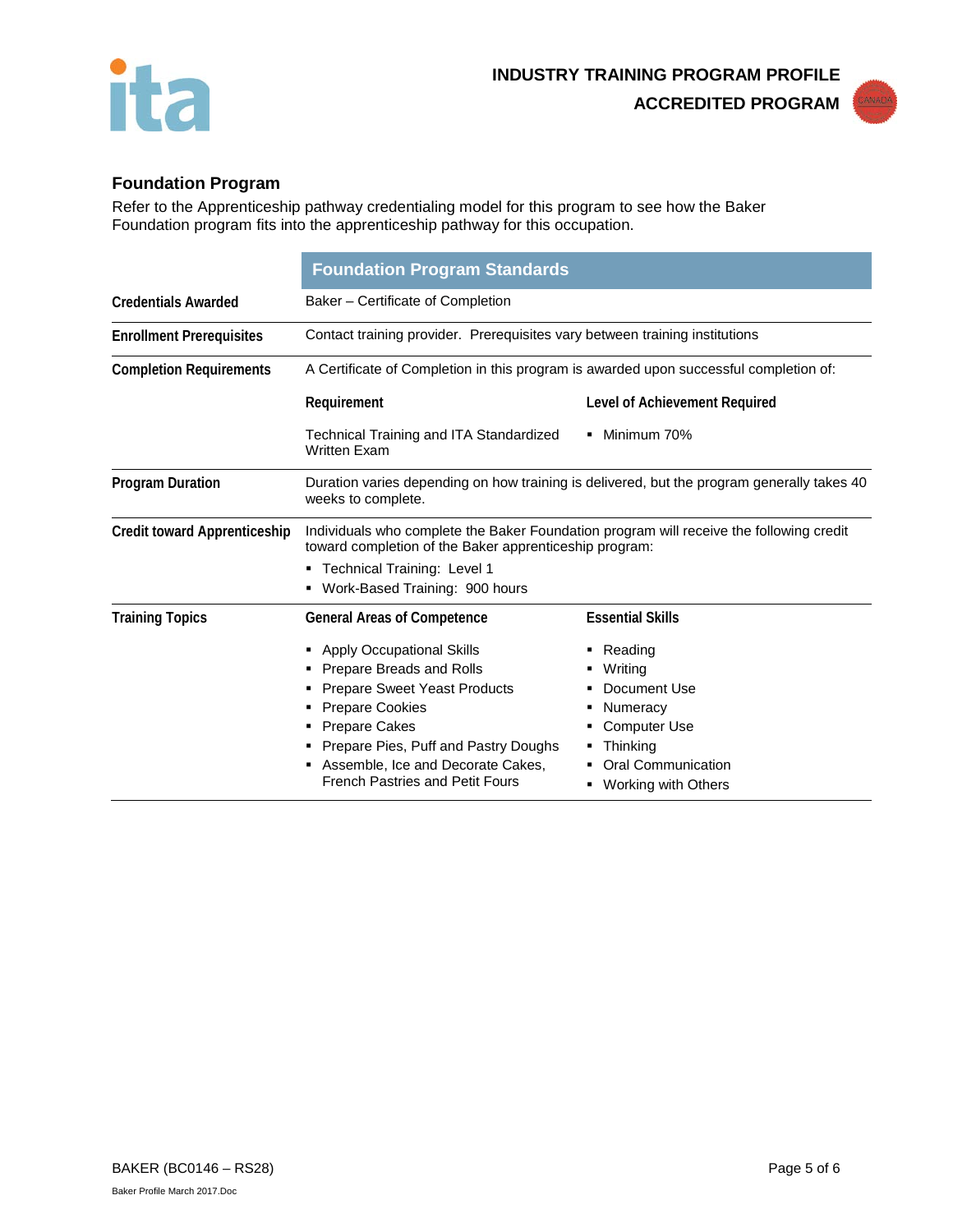## Foundation Program

Refer to the Apprenticeship pathway credentialing model for this program to see how the Baker Foundation program fits into the apprenticeship pathway for this occupation.

| | Foundation Program Standards | |
|---|---|---|
| **Credentials Awarded** | Baker – Certificate of Completion | |
| **Enrollment Prerequisites** | Contact training provider. Prerequisites vary between training institutions | |
| **Completion Requirements** | A Certificate of Completion in this program is awarded upon successful completion of: | |
| | **Requirement** | **Level of Achievement Required** |
| | Technical Training and ITA Standardized Written Exam | ▪ Minimum 70% |
| **Program Duration** | Duration varies depending on how training is delivered, but the program generally takes 40 weeks to complete. | |
| **Credit toward Apprenticeship** | Individuals who complete the Baker Foundation program will receive the following credit toward completion of the Baker apprenticeship program:<br>▪ Technical Training: Level 1<br>▪ Work-Based Training: 900 hours | |
| **Training Topics** | **General Areas of Competence** | **Essential Skills** |
| | ▪ Apply Occupational Skills<br>▪ Prepare Breads and Rolls<br>▪ Prepare Sweet Yeast Products<br>▪ Prepare Cookies<br>▪ Prepare Cakes<br>▪ Prepare Pies, Puff and Pastry Doughs<br>▪ Assemble, Ice and Decorate Cakes, French Pastries and Petit Fours | ▪ Reading<br>▪ Writing<br>▪ Document Use<br>▪ Numeracy<br>▪ Computer Use<br>▪ Thinking<br>▪ Oral Communication<br>▪ Working with Others |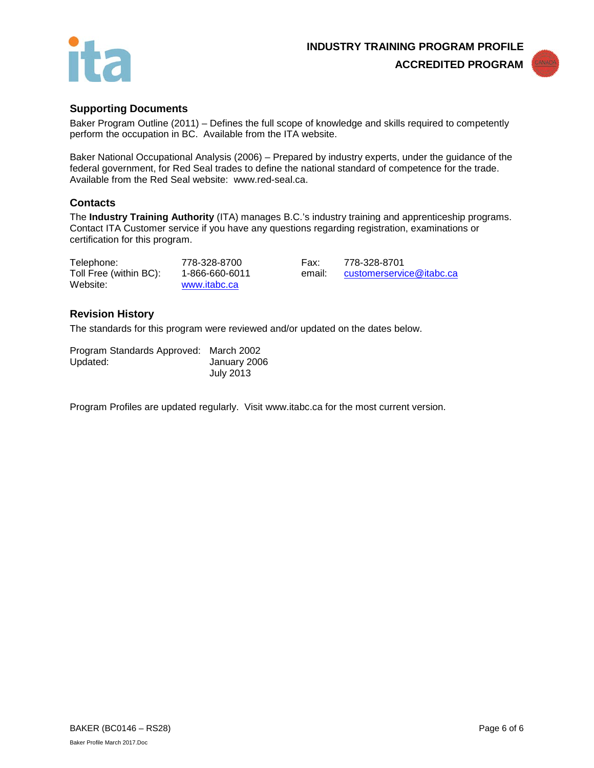## Supporting Documents

Baker Program Outline (2011) – Defines the full scope of knowledge and skills required to competently perform the occupation in BC. Available from the ITA website.

Baker National Occupational Analysis (2006) – Prepared by industry experts, under the guidance of the federal government, for Red Seal trades to define the national standard of competence for the trade. Available from the Red Seal website: www.red-seal.ca.

## Contacts

The **Industry Training Authority** (ITA) manages B.C.'s industry training and apprenticeship programs. Contact ITA Customer service if you have any questions regarding registration, examinations or certification for this program.

| | | | |
|---|---|---|---|
| Telephone: | 778-328-8700 | Fax: | 778-328-8701 |
| Toll Free (within BC): | 1-866-660-6011 | email: | customerservice@itabc.ca |
| Website: | www.itabc.ca | | |

## Revision History

The standards for this program were reviewed and/or updated on the dates below.

| | |
|---|---|
| Program Standards Approved: | March 2002 |
| Updated: | January 2006 |
| | July 2013 |

Program Profiles are updated regularly. Visit www.itabc.ca for the most current version.